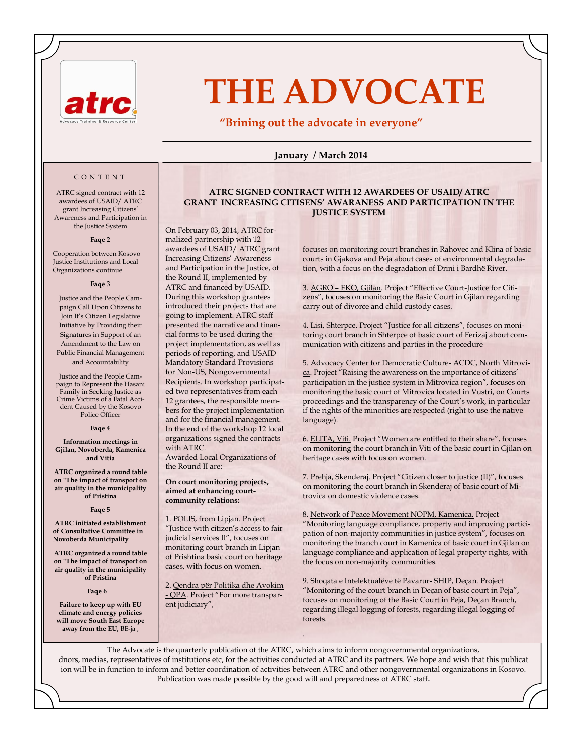# THE ADVOCATE

**"Brining out the advocate in everyone"**

**January / March 2014**

C O N T E N T

ATRC signed contract with 12 awardees of USAID/ ATRC grant Increasing Citizens' Awareness and Participation in the Justice System

**Faqe 2**

Cooperation between Kosovo Justice Institutions and Local Organizations continue

**Faqe 3**

Justice and the People Campaign Call Upon Citizens to Join It's Citizen Legislative Initiative by Providing their Signatures in Support of an Amendment to the Law on Public Financial Management and Accountability

Justice and the People Campaign to Represent the Hasani Family in Seeking Justice as Crime Victims of a Fatal Accident Caused by the Kosovo Police Officer

**Faqe 4**

**Information meetings in Gjilan, Novoberda, Kamenica and Vitia**

**ATRC organized a round table on "The impact of transport on air quality in the municipality of Pristina**

**Faqe 5**

**ATRC initiated establishment of Consultative Committee in Novoberda Municipality**

**ATRC organized a round table on "The impact of transport on air quality in the municipality of Pristina**

**Faqe 6**

**Failure to keep up with EU climate and energy policies will move South East Europe away from the EU,** BE-ja ,

## ATRC SIGNED CONTRACT WITH 12 AWARDEES OF USAID/ ATRC GRANT INCREASING CITISENS' AWARANESS AND PARTICIPATION IN THE JUSTICE SYSTEM

On February 03, 2014, ATRC formalized partnership with 12 awardees of USAID/ ATRC grant Increasing Citizens' Awareness and Participation in the Justice, of the Round II, implemented by ATRC and financed by USAID. During this workshop grantees introduced their projects that are going to implement. ATRC staff presented the narrative and financial forms to be used during the project implementation, as well as periods of reporting, and USAID Mandatory Standard Provisions for Non-US, Nongovernmental Recipients. In workshop participated two representatives from each 12 grantees, the responsible members for the project implementation and for the financial management. In the end of the workshop 12 local organizations signed the contracts with ATRC.
Awarded Local Organizations of the Round II are:

**On court monitoring projects, aimed at enhancing court-community relations:**

1. POLIS, from Lipjan. Project "Justice with citizen's access to fair judicial services II", focuses on monitoring court branch in Lipjan of Prishtina basic court on heritage cases, with focus on women.

2. Qendra për Politika dhe Avokim - QPA. Project "For more transparent judiciary", focuses on monitoring court branches in Rahovec and Klina of basic courts in Gjakova and Peja about cases of environmental degradation, with a focus on the degradation of Drini i Bardhë River.

3. AGRO – EKO, Gjilan. Project "Effective Court-Justice for Citizens", focuses on monitoring the Basic Court in Gjilan regarding carry out of divorce and child custody cases.

4. Lisi, Shterpce. Project "Justice for all citizens", focuses on monitoring court branch in Shterpce of basic court of Ferizaj about communication with citizens and parties in the procedure

5. Advocacy Center for Democratic Culture- ACDC, North Mitrovica. Project "Raising the awareness on the importance of citizens' participation in the justice system in Mitrovica region", focuses on monitoring the basic court of Mitrovica located in Vustri, on Courts proceedings and the transparency of the Court's work, in particular if the rights of the minorities are respected (right to use the native language).

6. ELITA, Viti. Project "Women are entitled to their share", focuses on monitoring the court branch in Viti of the basic court in Gjilan on heritage cases with focus on women.

7. Prehja, Skenderaj. Project "Citizen closer to justice (II)", focuses on monitoring the court branch in Skenderaj of basic court of Mitrovica on domestic violence cases.

8. Network of Peace Movement NOPM, Kamenica. Project "Monitoring language compliance, property and improving participation of non-majority communities in justice system", focuses on monitoring the branch court in Kamenica of basic court in Gjilan on language compliance and application of legal property rights, with the focus on non-majority communities.

9. Shoqata e Intelektualëve të Pavarur- SHIP, Deçan. Project "Monitoring of the court branch in Deçan of basic court in Peja", focuses on monitoring of the Basic Court in Peja, Deçan Branch, regarding illegal logging of forests, regarding illegal logging of forests.

The Advocate is the quarterly publication of the ATRC, which aims to inform nongovernmental organizations, dnors, medias, representatives of institutions etc, for the activities conducted at ATRC and its partners. We hope and wish that this publicat ion will be in function to inform and better coordination of activities between ATRC and other nongovernmental organizations in Kosovo. Publication was made possible by the good will and preparedness of ATRC staff.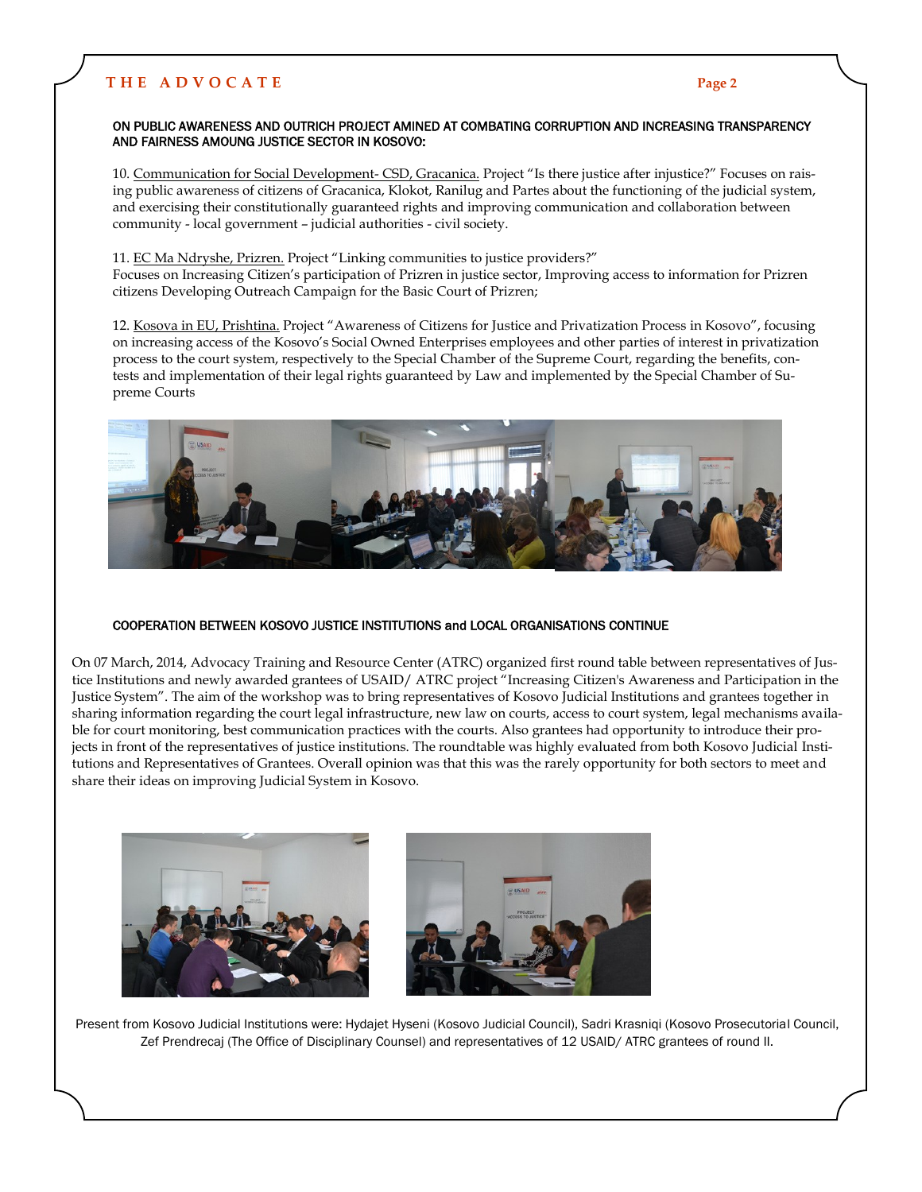ON PUBLIC AWARENESS AND OUTRICH PROJECT AMINED AT COMBATING CORRUPTION AND INCREASING TRANSPARENCY AND FAIRNESS AMOUNG JUSTICE SECTOR IN KOSOVO:

10. Communication for Social Development- CSD, Gracanica. Project "Is there justice after injustice?" Focuses on raising public awareness of citizens of Gracanica, Klokot, Ranilug and Partes about the functioning of the judicial system, and exercising their constitutionally guaranteed rights and improving communication and collaboration between community - local government – judicial authorities - civil society.

11. EC Ma Ndryshe, Prizren. Project "Linking communities to justice providers?"
Focuses on Increasing Citizen's participation of Prizren in justice sector, Improving access to information for Prizren citizens Developing Outreach Campaign for the Basic Court of Prizren;

12. Kosova in EU, Prishtina. Project "Awareness of Citizens for Justice and Privatization Process in Kosovo", focusing on increasing access of the Kosovo's Social Owned Enterprises employees and other parties of interest in privatization process to the court system, respectively to the Special Chamber of the Supreme Court, regarding the benefits, contests and implementation of their legal rights guaranteed by Law and implemented by the Special Chamber of Supreme Courts

COOPERATION BETWEEN KOSOVO JUSTICE INSTITUTIONS and LOCAL ORGANISATIONS CONTINUE

On 07 March, 2014, Advocacy Training and Resource Center (ATRC) organized first round table between representatives of Justice Institutions and newly awarded grantees of USAID/ ATRC project "Increasing Citizen's Awareness and Participation in the Justice System". The aim of the workshop was to bring representatives of Kosovo Judicial Institutions and grantees together in sharing information regarding the court legal infrastructure, new law on courts, access to court system, legal mechanisms available for court monitoring, best communication practices with the courts. Also grantees had opportunity to introduce their projects in front of the representatives of justice institutions. The roundtable was highly evaluated from both Kosovo Judicial Institutions and Representatives of Grantees. Overall opinion was that this was the rarely opportunity for both sectors to meet and share their ideas on improving Judicial System in Kosovo.

Present from Kosovo Judicial Institutions were: Hydajet Hyseni (Kosovo Judicial Council), Sadri Krasniqi (Kosovo Prosecutorial Council, Zef Prendrecaj (The Office of Disciplinary Counsel) and representatives of 12 USAID/ ATRC grantees of round II.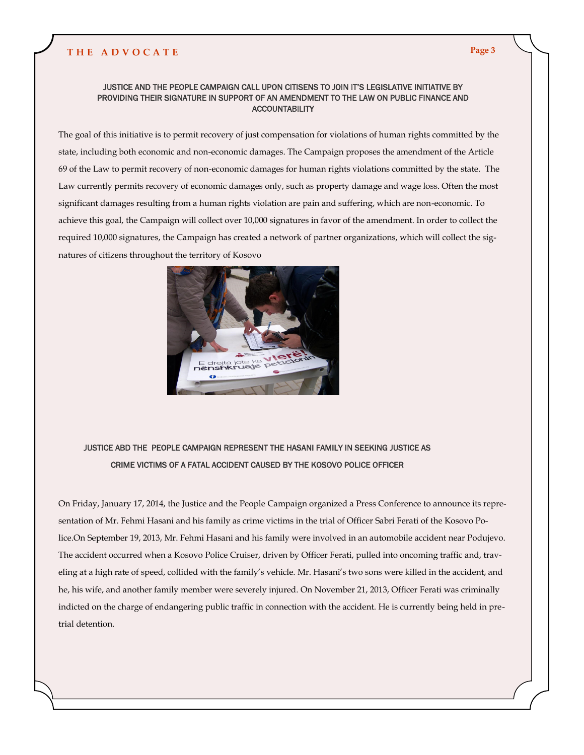## JUSTICE AND THE PEOPLE CAMPAIGN CALL UPON CITISENS TO JOIN IT'S LEGISLATIVE INITIATIVE BY PROVIDING THEIR SIGNATURE IN SUPPORT OF AN AMENDMENT TO THE LAW ON PUBLIC FINANCE AND ACCOUNTABILITY

The goal of this initiative is to permit recovery of just compensation for violations of human rights committed by the state, including both economic and non-economic damages. The Campaign proposes the amendment of the Article 69 of the Law to permit recovery of non-economic damages for human rights violations committed by the state. The Law currently permits recovery of economic damages only, such as property damage and wage loss. Often the most significant damages resulting from a human rights violation are pain and suffering, which are non-economic. To achieve this goal, the Campaign will collect over 10,000 signatures in favor of the amendment. In order to collect the required 10,000 signatures, the Campaign has created a network of partner organizations, which will collect the signatures of citizens throughout the territory of Kosovo

## JUSTICE ABD THE PEOPLE CAMPAIGN REPRESENT THE HASANI FAMILY IN SEEKING JUSTICE AS CRIME VICTIMS OF A FATAL ACCIDENT CAUSED BY THE KOSOVO POLICE OFFICER

On Friday, January 17, 2014, the Justice and the People Campaign organized a Press Conference to announce its representation of Mr. Fehmi Hasani and his family as crime victims in the trial of Officer Sabri Ferati of the Kosovo Police.On September 19, 2013, Mr. Fehmi Hasani and his family were involved in an automobile accident near Podujevo. The accident occurred when a Kosovo Police Cruiser, driven by Officer Ferati, pulled into oncoming traffic and, traveling at a high rate of speed, collided with the family's vehicle. Mr. Hasani's two sons were killed in the accident, and he, his wife, and another family member were severely injured. On November 21, 2013, Officer Ferati was criminally indicted on the charge of endangering public traffic in connection with the accident. He is currently being held in pretrial detention.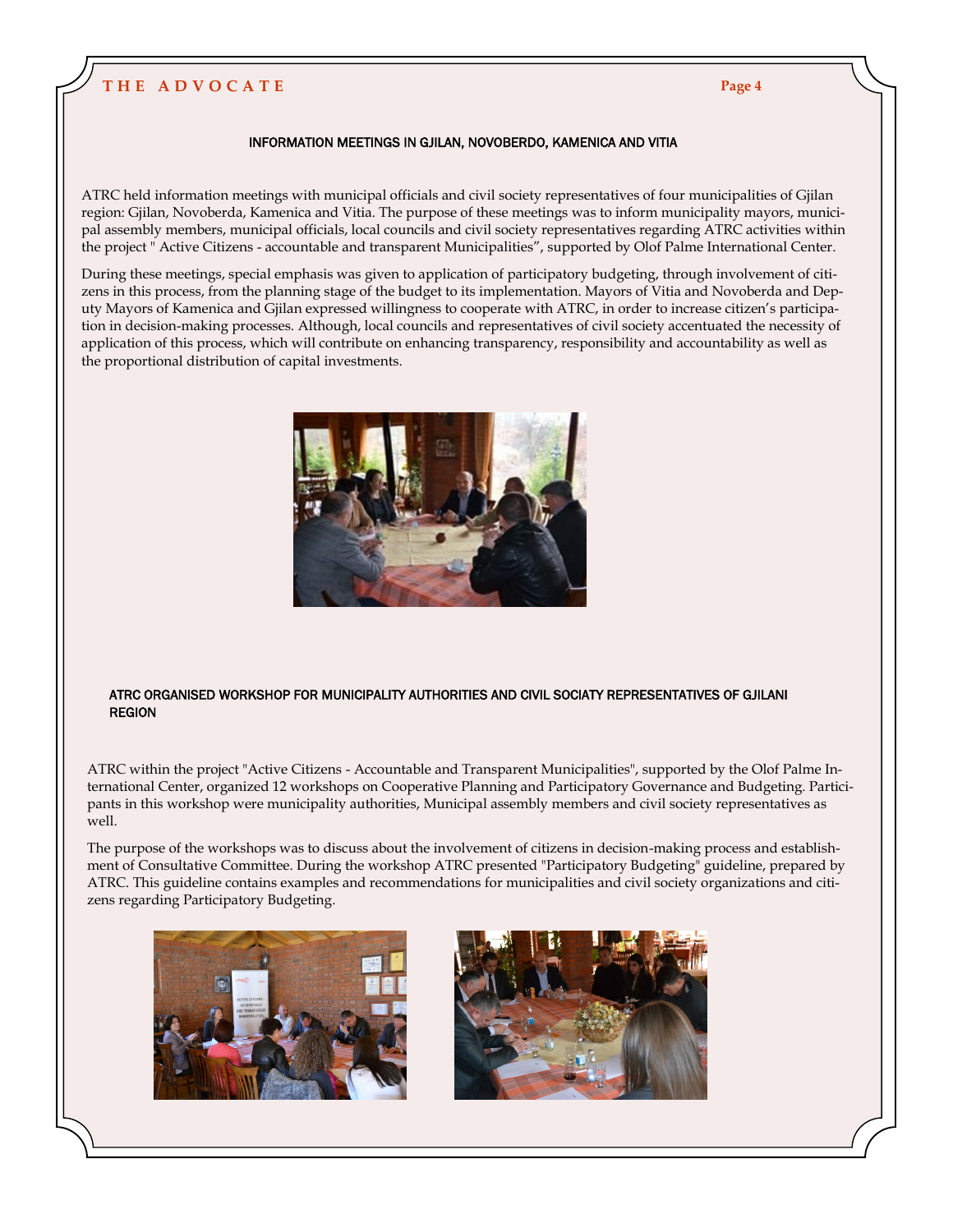## INFORMATION MEETINGS IN GJILAN, NOVOBERDO, KAMENICA AND VITIA

ATRC held information meetings with municipal officials and civil society representatives of four municipalities of Gjilan region: Gjilan, Novoberda, Kamenica and Vitia. The purpose of these meetings was to inform municipality mayors, municipal assembly members, municipal officials, local councils and civil society representatives regarding ATRC activities within the project " Active Citizens - accountable and transparent Municipalities", supported by Olof Palme International Center.

During these meetings, special emphasis was given to application of participatory budgeting, through involvement of citizens in this process, from the planning stage of the budget to its implementation. Mayors of Vitia and Novoberda and Deputy Mayors of Kamenica and Gjilan expressed willingness to cooperate with ATRC, in order to increase citizen's participation in decision-making processes. Although, local councils and representatives of civil society accentuated the necessity of application of this process, which will contribute on enhancing transparency, responsibility and accountability as well as the proportional distribution of capital investments.

## ATRC ORGANISED WORKSHOP FOR MUNICIPALITY AUTHORITIES AND CIVIL SOCIATY REPRESENTATIVES OF GJILANI REGION

ATRC within the project "Active Citizens - Accountable and Transparent Municipalities", supported by the Olof Palme International Center, organized 12 workshops on Cooperative Planning and Participatory Governance and Budgeting. Participants in this workshop were municipality authorities, Municipal assembly members and civil society representatives as well.

The purpose of the workshops was to discuss about the involvement of citizens in decision-making process and establishment of Consultative Committee. During the workshop ATRC presented "Participatory Budgeting" guideline, prepared by ATRC. This guideline contains examples and recommendations for municipalities and civil society organizations and citizens regarding Participatory Budgeting.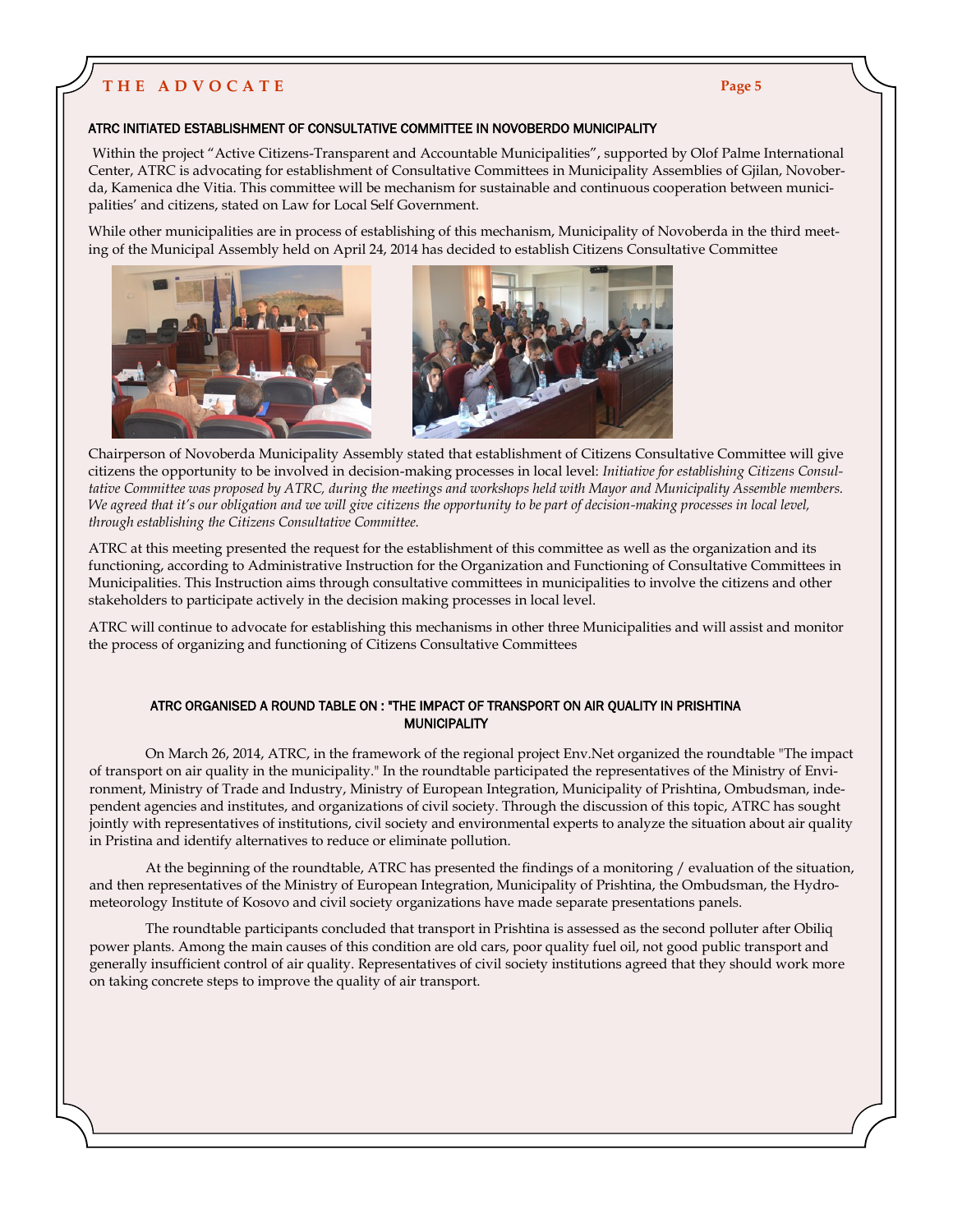## ATRC INITIATED ESTABLISHMENT OF CONSULTATIVE COMMITTEE IN NOVOBERDO MUNICIPALITY

Within the project "Active Citizens-Transparent and Accountable Municipalities", supported by Olof Palme International Center, ATRC is advocating for establishment of Consultative Committees in Municipality Assemblies of Gjilan, Novoberda, Kamenica dhe Vitia. This committee will be mechanism for sustainable and continuous cooperation between municipalities' and citizens, stated on Law for Local Self Government.

While other municipalities are in process of establishing of this mechanism, Municipality of Novoberda in the third meeting of the Municipal Assembly held on April 24, 2014 has decided to establish Citizens Consultative Committee

Chairperson of Novoberda Municipality Assembly stated that establishment of Citizens Consultative Committee will give citizens the opportunity to be involved in decision-making processes in local level: *Initiative for establishing Citizens Consultative Committee was proposed by ATRC, during the meetings and workshops held with Mayor and Municipality Assemble members. We agreed that it's our obligation and we will give citizens the opportunity to be part of decision-making processes in local level, through establishing the Citizens Consultative Committee.*

ATRC at this meeting presented the request for the establishment of this committee as well as the organization and its functioning, according to Administrative Instruction for the Organization and Functioning of Consultative Committees in Municipalities. This Instruction aims through consultative committees in municipalities to involve the citizens and other stakeholders to participate actively in the decision making processes in local level.

ATRC will continue to advocate for establishing this mechanisms in other three Municipalities and will assist and monitor the process of organizing and functioning of Citizens Consultative Committees

## ATRC ORGANISED A ROUND TABLE ON : "THE IMPACT OF TRANSPORT ON AIR QUALITY IN PRISHTINA MUNICIPALITY

On March 26, 2014, ATRC, in the framework of the regional project Env.Net organized the roundtable "The impact of transport on air quality in the municipality." In the roundtable participated the representatives of the Ministry of Environment, Ministry of Trade and Industry, Ministry of European Integration, Municipality of Prishtina, Ombudsman, independent agencies and institutes, and organizations of civil society. Through the discussion of this topic, ATRC has sought jointly with representatives of institutions, civil society and environmental experts to analyze the situation about air quality in Pristina and identify alternatives to reduce or eliminate pollution.

At the beginning of the roundtable, ATRC has presented the findings of a monitoring / evaluation of the situation, and then representatives of the Ministry of European Integration, Municipality of Prishtina, the Ombudsman, the Hydrometeorology Institute of Kosovo and civil society organizations have made separate presentations panels.

The roundtable participants concluded that transport in Prishtina is assessed as the second polluter after Obiliq power plants. Among the main causes of this condition are old cars, poor quality fuel oil, not good public transport and generally insufficient control of air quality. Representatives of civil society institutions agreed that they should work more on taking concrete steps to improve the quality of air transport.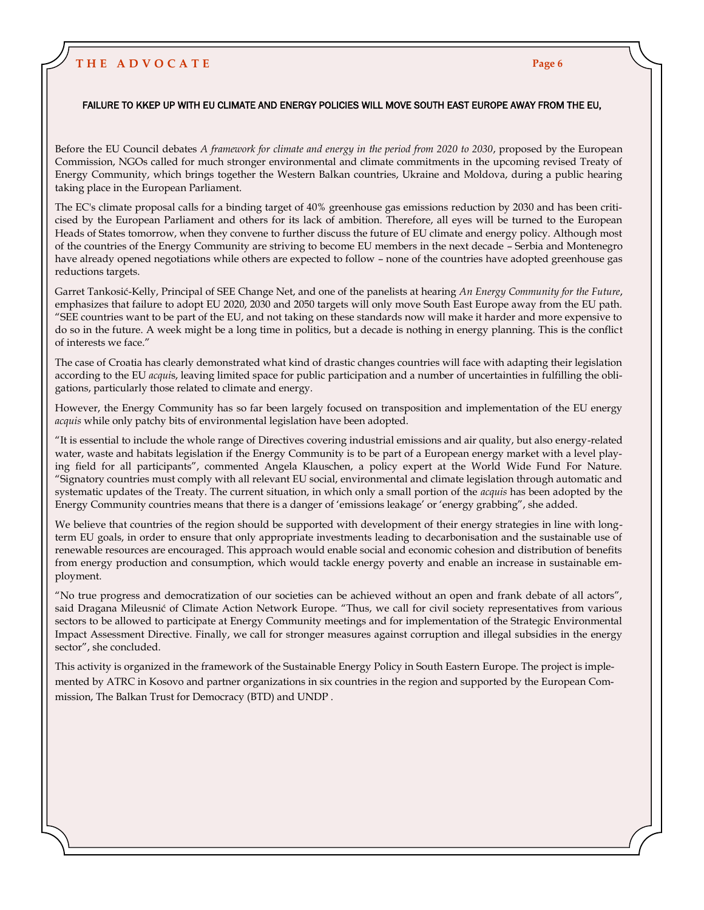## FAILURE TO KKEP UP WITH EU CLIMATE AND ENERGY POLICIES WILL MOVE SOUTH EAST EUROPE AWAY FROM THE EU,

Before the EU Council debates *A framework for climate and energy in the period from 2020 to 2030*, proposed by the European Commission, NGOs called for much stronger environmental and climate commitments in the upcoming revised Treaty of Energy Community, which brings together the Western Balkan countries, Ukraine and Moldova, during a public hearing taking place in the European Parliament.

The EC's climate proposal calls for a binding target of 40% greenhouse gas emissions reduction by 2030 and has been criticised by the European Parliament and others for its lack of ambition. Therefore, all eyes will be turned to the European Heads of States tomorrow, when they convene to further discuss the future of EU climate and energy policy. Although most of the countries of the Energy Community are striving to become EU members in the next decade – Serbia and Montenegro have already opened negotiations while others are expected to follow – none of the countries have adopted greenhouse gas reductions targets.

Garret Tankosić-Kelly, Principal of SEE Change Net, and one of the panelists at hearing *An Energy Community for the Future*, emphasizes that failure to adopt EU 2020, 2030 and 2050 targets will only move South East Europe away from the EU path. "SEE countries want to be part of the EU, and not taking on these standards now will make it harder and more expensive to do so in the future. A week might be a long time in politics, but a decade is nothing in energy planning. This is the conflict of interests we face."

The case of Croatia has clearly demonstrated what kind of drastic changes countries will face with adapting their legislation according to the EU *acqui*s, leaving limited space for public participation and a number of uncertainties in fulfilling the obligations, particularly those related to climate and energy.

However, the Energy Community has so far been largely focused on transposition and implementation of the EU energy *acquis* while only patchy bits of environmental legislation have been adopted.

"It is essential to include the whole range of Directives covering industrial emissions and air quality, but also energy-related water, waste and habitats legislation if the Energy Community is to be part of a European energy market with a level playing field for all participants", commented Angela Klauschen, a policy expert at the World Wide Fund For Nature. "Signatory countries must comply with all relevant EU social, environmental and climate legislation through automatic and systematic updates of the Treaty. The current situation, in which only a small portion of the *acquis* has been adopted by the Energy Community countries means that there is a danger of 'emissions leakage' or 'energy grabbing", she added.

We believe that countries of the region should be supported with development of their energy strategies in line with long-term EU goals, in order to ensure that only appropriate investments leading to decarbonisation and the sustainable use of renewable resources are encouraged. This approach would enable social and economic cohesion and distribution of benefits from energy production and consumption, which would tackle energy poverty and enable an increase in sustainable employment.

"No true progress and democratization of our societies can be achieved without an open and frank debate of all actors", said Dragana Mileusnić of Climate Action Network Europe. "Thus, we call for civil society representatives from various sectors to be allowed to participate at Energy Community meetings and for implementation of the Strategic Environmental Impact Assessment Directive. Finally, we call for stronger measures against corruption and illegal subsidies in the energy sector", she concluded.

This activity is organized in the framework of the Sustainable Energy Policy in South Eastern Europe. The project is implemented by ATRC in Kosovo and partner organizations in six countries in the region and supported by the European Commission, The Balkan Trust for Democracy (BTD) and UNDP .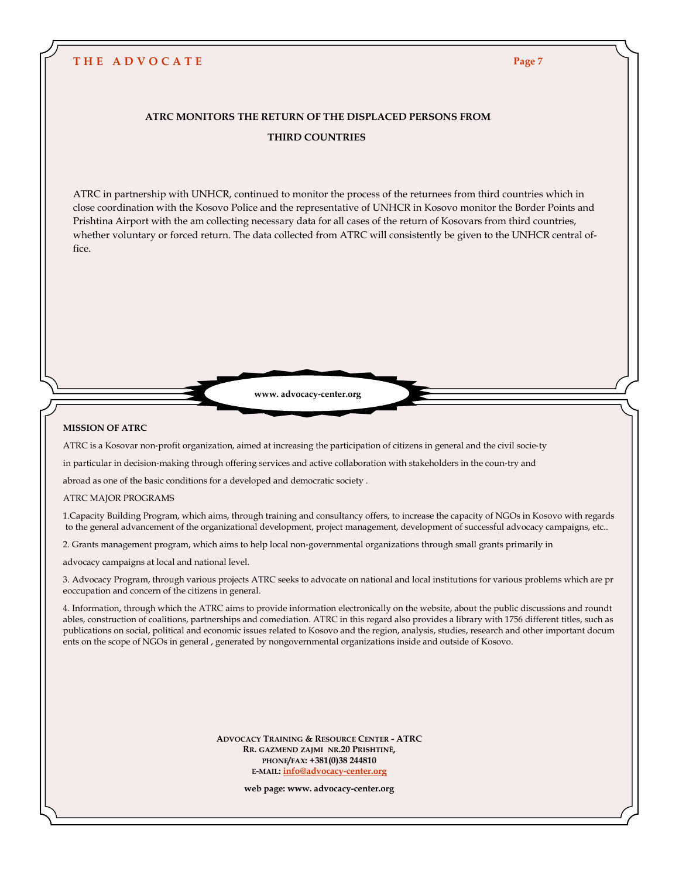## ATRC MONITORS THE RETURN OF THE DISPLACED PERSONS FROM THIRD COUNTRIES

ATRC in partnership with UNHCR, continued to monitor the process of the returnees from third countries which in close coordination with the Kosovo Police and the representative of UNHCR in Kosovo monitor the Border Points and Prishtina Airport with the am collecting necessary data for all cases of the return of Kosovars from third countries, whether voluntary or forced return. The data collected from ATRC will consistently be given to the UNHCR central office.

www. advocacy-center.org

### MISSION OF ATRC

ATRC is a Kosovar non-profit organization, aimed at increasing the participation of citizens in general and the civil socie-ty in particular in decision-making through offering services and active collaboration with stakeholders in the coun-try and abroad as one of the basic conditions for a developed and democratic society .

ATRC MAJOR PROGRAMS

1.Capacity Building Program, which aims, through training and consultancy offers, to increase the capacity of NGOs in Kosovo with regards to the general advancement of the organizational development, project management, development of successful advocacy campaigns, etc..

2. Grants management program, which aims to help local non-governmental organizations through small grants primarily in advocacy campaigns at local and national level.

3. Advocacy Program, through various projects ATRC seeks to advocate on national and local institutions for various problems which are preoccupation and concern of the citizens in general.

4. Information, through which the ATRC aims to provide information electronically on the website, about the public discussions and roundtables, construction of coalitions, partnerships and comediation. ATRC in this regard also provides a library with 1756 different titles, such as publications on social, political and economic issues related to Kosovo and the region, analysis, studies, research and other important documents on the scope of NGOs in general , generated by nongovernmental organizations inside and outside of Kosovo.

**Advocacy Training & Resource Center - ATRC**
**Rr. Gazmend Zajmi nr.20 Prishtinë,**
**phone/fax: +381(0)38 244810**
**e-mail: info@advocacy-center.org**

**web page: www. advocacy-center.org**